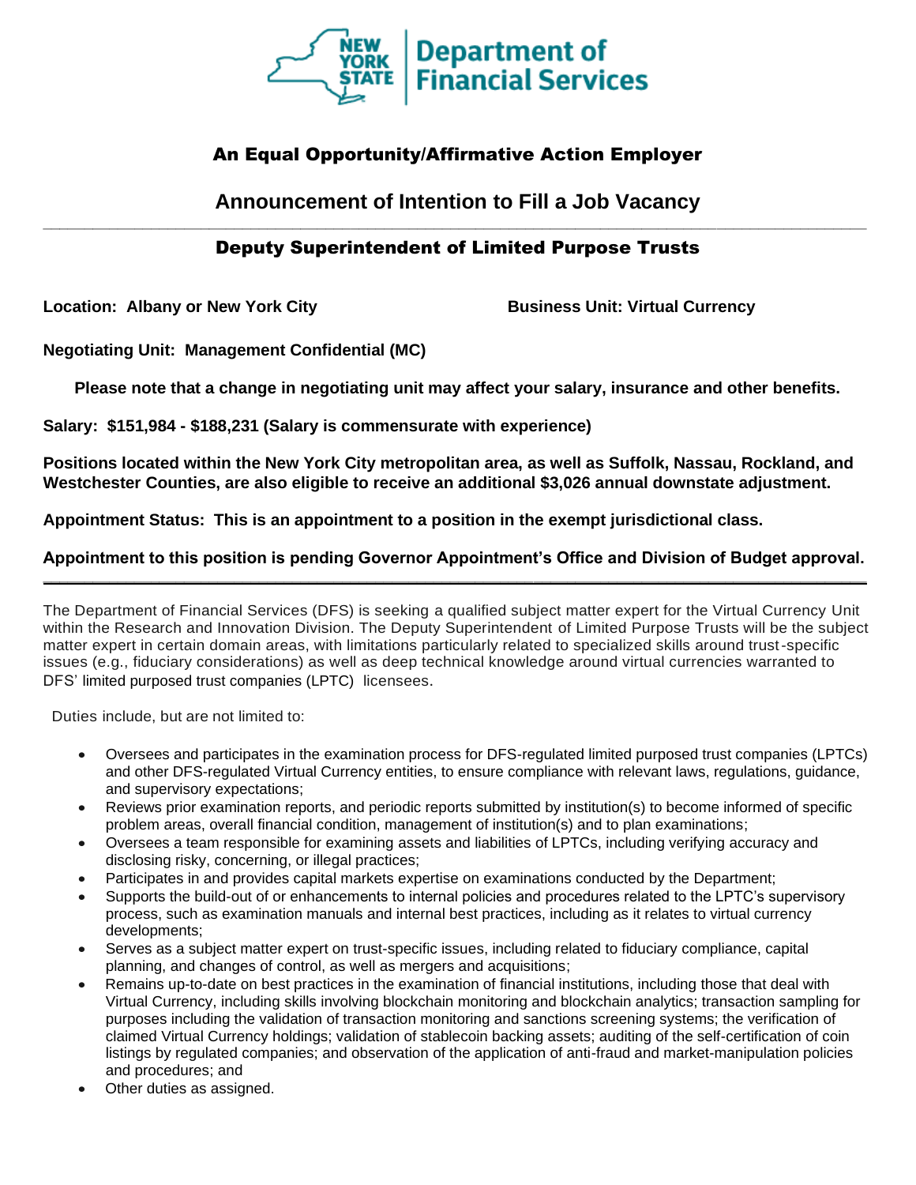New York State Department of Financial Services

## An Equal Opportunity/Affirmative Action Employer

# Announcement of Intention to Fill a Job Vacancy

## Deputy Superintendent of Limited Purpose Trusts

**Location: Albany or New York City**

**Business Unit: Virtual Currency**

**Negotiating Unit: Management Confidential (MC)**

**Please note that a change in negotiating unit may affect your salary, insurance and other benefits.**

**Salary: $151,984 - $188,231 (Salary is commensurate with experience)**

**Positions located within the New York City metropolitan area, as well as Suffolk, Nassau, Rockland, and Westchester Counties, are also eligible to receive an additional $3,026 annual downstate adjustment.**

**Appointment Status: This is an appointment to a position in the exempt jurisdictional class.**

**Appointment to this position is pending Governor Appointment's Office and Division of Budget approval.**

---

The Department of Financial Services (DFS) is seeking a qualified subject matter expert for the Virtual Currency Unit within the Research and Innovation Division. The Deputy Superintendent of Limited Purpose Trusts will be the subject matter expert in certain domain areas, with limitations particularly related to specialized skills around trust-specific issues (e.g., fiduciary considerations) as well as deep technical knowledge around virtual currencies warranted to DFS' limited purposed trust companies (LPTC) licensees.

Duties include, but are not limited to:

- Oversees and participates in the examination process for DFS-regulated limited purposed trust companies (LPTCs) and other DFS-regulated Virtual Currency entities, to ensure compliance with relevant laws, regulations, guidance, and supervisory expectations;
- Reviews prior examination reports, and periodic reports submitted by institution(s) to become informed of specific problem areas, overall financial condition, management of institution(s) and to plan examinations;
- Oversees a team responsible for examining assets and liabilities of LPTCs, including verifying accuracy and disclosing risky, concerning, or illegal practices;
- Participates in and provides capital markets expertise on examinations conducted by the Department;
- Supports the build-out of or enhancements to internal policies and procedures related to the LPTC's supervisory process, such as examination manuals and internal best practices, including as it relates to virtual currency developments;
- Serves as a subject matter expert on trust-specific issues, including related to fiduciary compliance, capital planning, and changes of control, as well as mergers and acquisitions;
- Remains up-to-date on best practices in the examination of financial institutions, including those that deal with Virtual Currency, including skills involving blockchain monitoring and blockchain analytics; transaction sampling for purposes including the validation of transaction monitoring and sanctions screening systems; the verification of claimed Virtual Currency holdings; validation of stablecoin backing assets; auditing of the self-certification of coin listings by regulated companies; and observation of the application of anti-fraud and market-manipulation policies and procedures; and
- Other duties as assigned.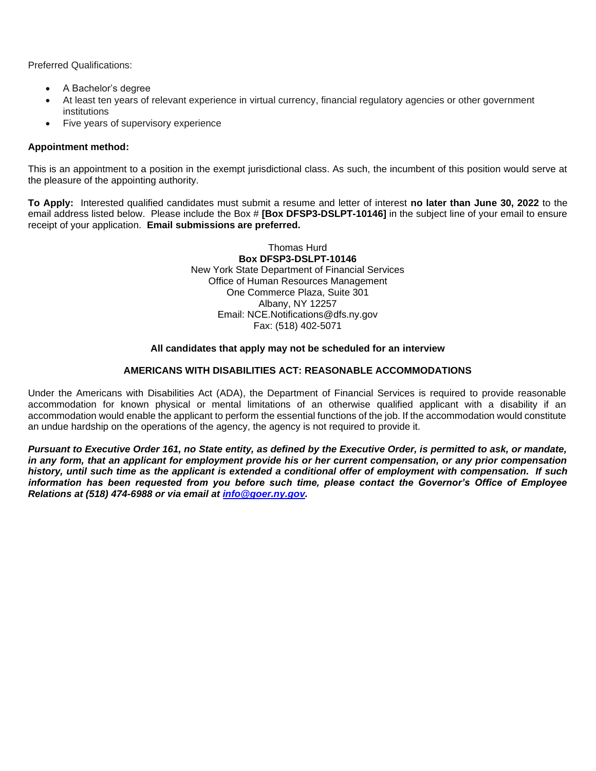Preferred Qualifications:

- A Bachelor's degree
- At least ten years of relevant experience in virtual currency, financial regulatory agencies or other government institutions
- Five years of supervisory experience

**Appointment method:**

This is an appointment to a position in the exempt jurisdictional class. As such, the incumbent of this position would serve at the pleasure of the appointing authority.

**To Apply:** Interested qualified candidates must submit a resume and letter of interest **no later than June 30, 2022** to the email address listed below. Please include the Box # **[Box DFSP3-DSLPT-10146]** in the subject line of your email to ensure receipt of your application. **Email submissions are preferred.**

Thomas Hurd
**Box DFSP3-DSLPT-10146**
New York State Department of Financial Services
Office of Human Resources Management
One Commerce Plaza, Suite 301
Albany, NY 12257
Email: NCE.Notifications@dfs.ny.gov
Fax: (518) 402-5071

**All candidates that apply may not be scheduled for an interview**

**AMERICANS WITH DISABILITIES ACT: REASONABLE ACCOMMODATIONS**

Under the Americans with Disabilities Act (ADA), the Department of Financial Services is required to provide reasonable accommodation for known physical or mental limitations of an otherwise qualified applicant with a disability if an accommodation would enable the applicant to perform the essential functions of the job. If the accommodation would constitute an undue hardship on the operations of the agency, the agency is not required to provide it.

***Pursuant to Executive Order 161, no State entity, as defined by the Executive Order, is permitted to ask, or mandate, in any form, that an applicant for employment provide his or her current compensation, or any prior compensation history, until such time as the applicant is extended a conditional offer of employment with compensation. If such information has been requested from you before such time, please contact the Governor's Office of Employee Relations at (518) 474-6988 or via email at info@goer.ny.gov.***